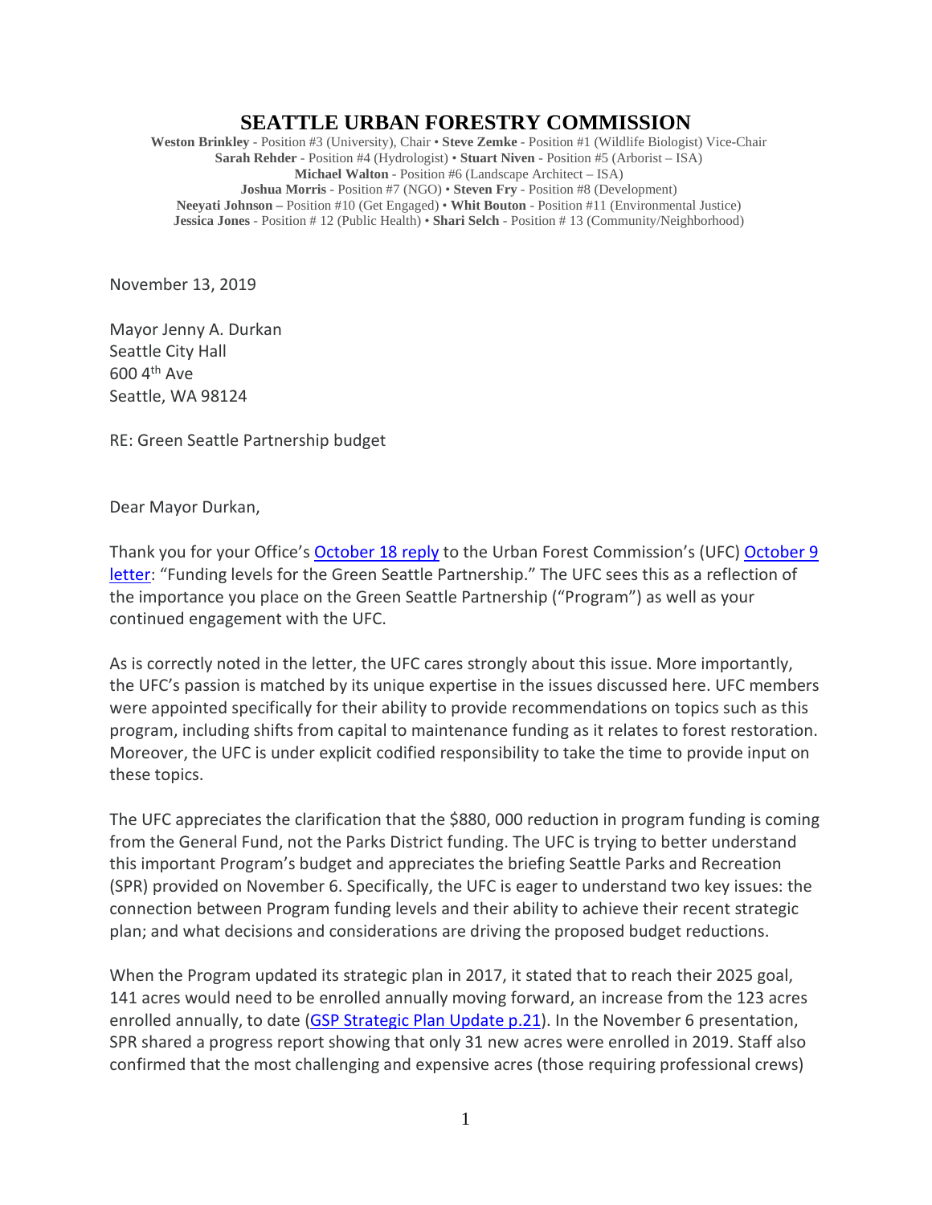# SEATTLE URBAN FORESTRY COMMISSION

**Weston Brinkley** - Position #3 (University), Chair • **Steve Zemke** - Position #1 (Wildlife Biologist) Vice-Chair
**Sarah Rehder** - Position #4 (Hydrologist) • **Stuart Niven** - Position #5 (Arborist – ISA)
**Michael Walton** - Position #6 (Landscape Architect – ISA)
**Joshua Morris** - Position #7 (NGO) • **Steven Fry** - Position #8 (Development)
**Neeyati Johnson –** Position #10 (Get Engaged) • **Whit Bouton** - Position #11 (Environmental Justice)
**Jessica Jones** - Position # 12 (Public Health) • **Shari Selch** - Position # 13 (Community/Neighborhood)

November 13, 2019

Mayor Jenny A. Durkan
Seattle City Hall
600 4th Ave
Seattle, WA 98124

RE: Green Seattle Partnership budget

Dear Mayor Durkan,

Thank you for your Office's October 18 reply to the Urban Forest Commission's (UFC) October 9 letter: "Funding levels for the Green Seattle Partnership." The UFC sees this as a reflection of the importance you place on the Green Seattle Partnership ("Program") as well as your continued engagement with the UFC.

As is correctly noted in the letter, the UFC cares strongly about this issue. More importantly, the UFC's passion is matched by its unique expertise in the issues discussed here. UFC members were appointed specifically for their ability to provide recommendations on topics such as this program, including shifts from capital to maintenance funding as it relates to forest restoration. Moreover, the UFC is under explicit codified responsibility to take the time to provide input on these topics.

The UFC appreciates the clarification that the $880, 000 reduction in program funding is coming from the General Fund, not the Parks District funding. The UFC is trying to better understand this important Program's budget and appreciates the briefing Seattle Parks and Recreation (SPR) provided on November 6. Specifically, the UFC is eager to understand two key issues: the connection between Program funding levels and their ability to achieve their recent strategic plan; and what decisions and considerations are driving the proposed budget reductions.

When the Program updated its strategic plan in 2017, it stated that to reach their 2025 goal, 141 acres would need to be enrolled annually moving forward, an increase from the 123 acres enrolled annually, to date (GSP Strategic Plan Update p.21). In the November 6 presentation, SPR shared a progress report showing that only 31 new acres were enrolled in 2019. Staff also confirmed that the most challenging and expensive acres (those requiring professional crews)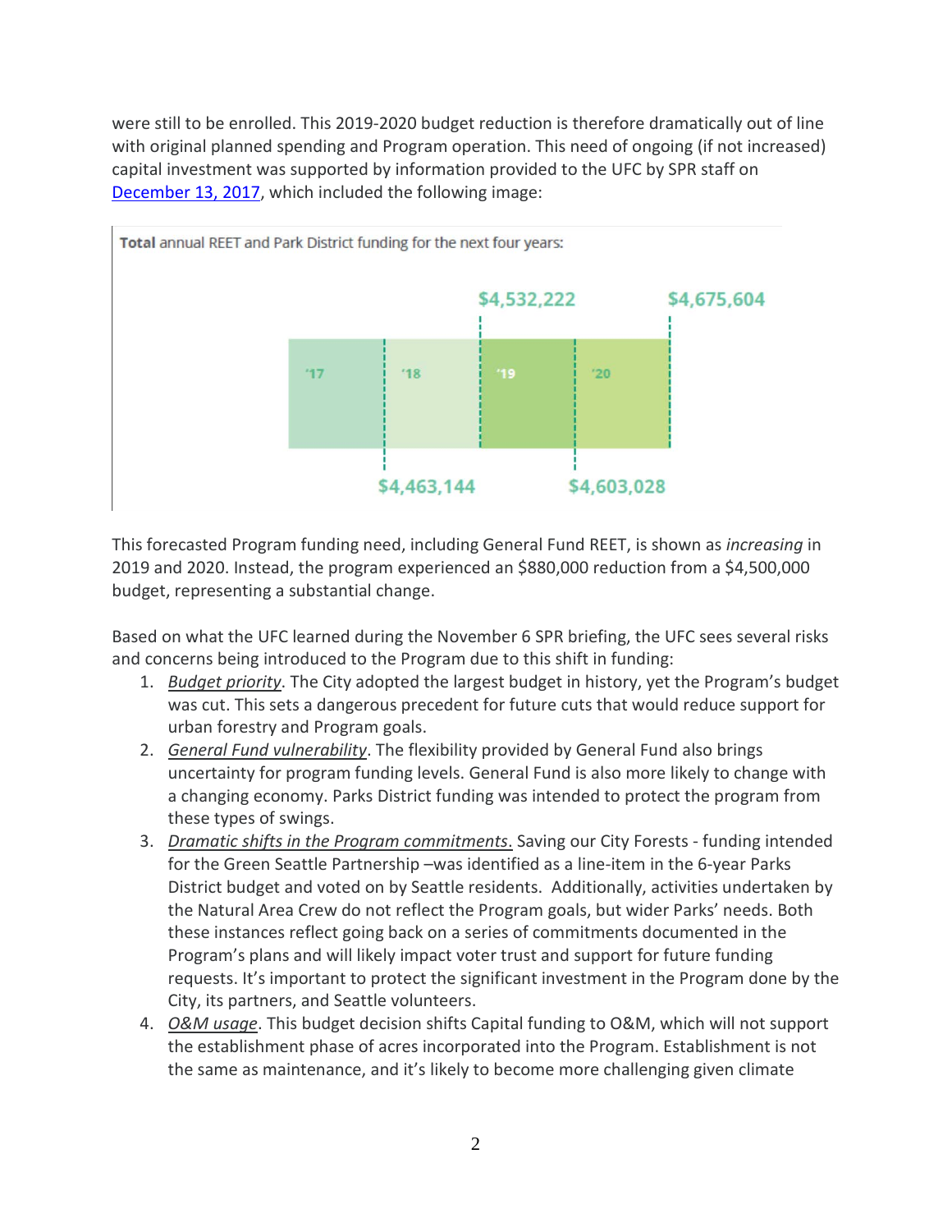were still to be enrolled. This 2019-2020 budget reduction is therefore dramatically out of line with original planned spending and Program operation. This need of ongoing (if not increased) capital investment was supported by information provided to the UFC by SPR staff on [December 13, 2017](), which included the following image:

**Total** annual REET and Park District funding for the next four years:

| '17 | '18 | '19 | '20 |
|---|---|---|---|
| | $4,463,144 | $4,532,222 | $4,603,028 |

$4,675,604

This forecasted Program funding need, including General Fund REET, is shown as *increasing* in 2019 and 2020. Instead, the program experienced an $880,000 reduction from a $4,500,000 budget, representing a substantial change.

Based on what the UFC learned during the November 6 SPR briefing, the UFC sees several risks and concerns being introduced to the Program due to this shift in funding:

1. *Budget priority*. The City adopted the largest budget in history, yet the Program's budget was cut. This sets a dangerous precedent for future cuts that would reduce support for urban forestry and Program goals.
2. *General Fund vulnerability*. The flexibility provided by General Fund also brings uncertainty for program funding levels. General Fund is also more likely to change with a changing economy. Parks District funding was intended to protect the program from these types of swings.
3. *Dramatic shifts in the Program commitments*. Saving our City Forests - funding intended for the Green Seattle Partnership –was identified as a line-item in the 6-year Parks District budget and voted on by Seattle residents. Additionally, activities undertaken by the Natural Area Crew do not reflect the Program goals, but wider Parks' needs. Both these instances reflect going back on a series of commitments documented in the Program's plans and will likely impact voter trust and support for future funding requests. It's important to protect the significant investment in the Program done by the City, its partners, and Seattle volunteers.
4. *O&M usage*. This budget decision shifts Capital funding to O&M, which will not support the establishment phase of acres incorporated into the Program. Establishment is not the same as maintenance, and it's likely to become more challenging given climate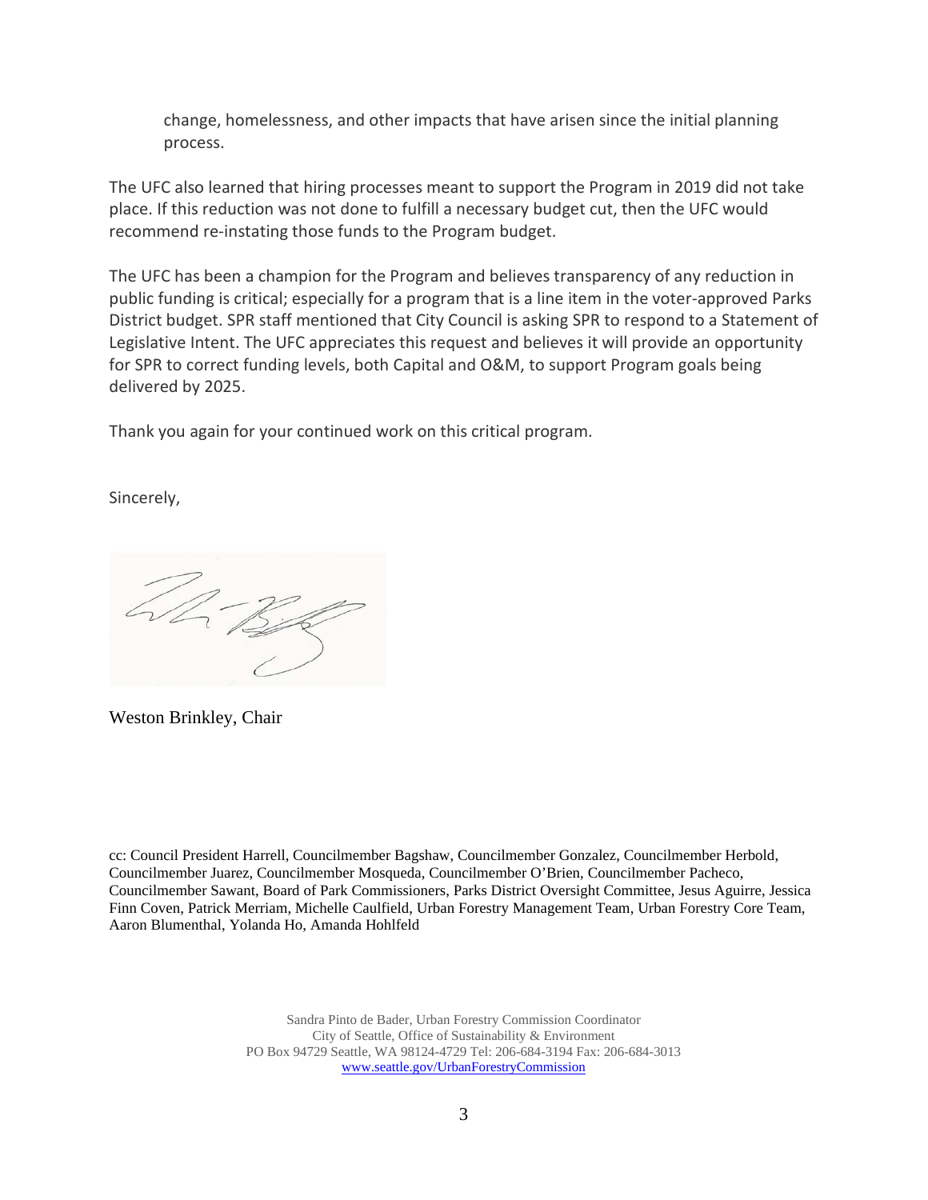change, homelessness, and other impacts that have arisen since the initial planning process.

The UFC also learned that hiring processes meant to support the Program in 2019 did not take place. If this reduction was not done to fulfill a necessary budget cut, then the UFC would recommend re-instating those funds to the Program budget.

The UFC has been a champion for the Program and believes transparency of any reduction in public funding is critical; especially for a program that is a line item in the voter-approved Parks District budget. SPR staff mentioned that City Council is asking SPR to respond to a Statement of Legislative Intent. The UFC appreciates this request and believes it will provide an opportunity for SPR to correct funding levels, both Capital and O&M, to support Program goals being delivered by 2025.

Thank you again for your continued work on this critical program.

Sincerely,

Weston Brinkley, Chair

cc: Council President Harrell, Councilmember Bagshaw, Councilmember Gonzalez, Councilmember Herbold, Councilmember Juarez, Councilmember Mosqueda, Councilmember O'Brien, Councilmember Pacheco, Councilmember Sawant, Board of Park Commissioners, Parks District Oversight Committee, Jesus Aguirre, Jessica Finn Coven, Patrick Merriam, Michelle Caulfield, Urban Forestry Management Team, Urban Forestry Core Team, Aaron Blumenthal, Yolanda Ho, Amanda Hohlfeld

Sandra Pinto de Bader, Urban Forestry Commission Coordinator
City of Seattle, Office of Sustainability & Environment
PO Box 94729 Seattle, WA 98124-4729 Tel: 206-684-3194 Fax: 206-684-3013
www.seattle.gov/UrbanForestryCommission